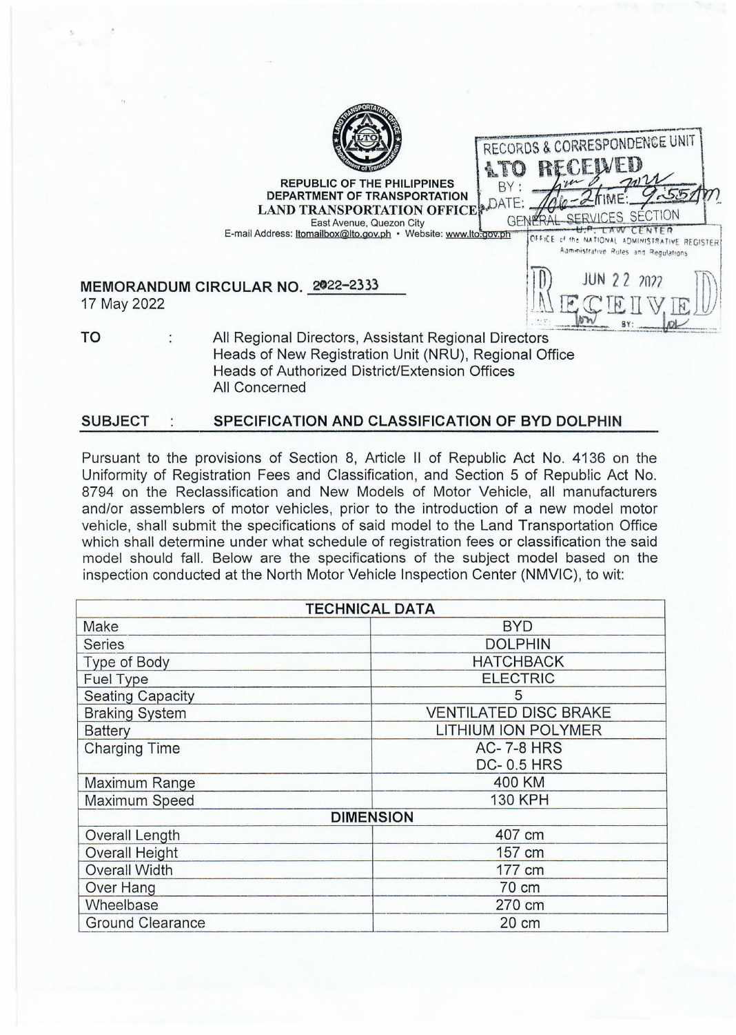REPUBLIC OF THE PHILIPPINES
DEPARTMENT OF TRANSPORTATION
**LAND TRANSPORTATION OFFICE**
East Avenue, Quezon City
E-mail Address: ltomailbox@lto.gov.ph • Website: www.lto.gov.ph

RECORDS & CORRESPONDENCE UNIT
LTO RECEIVED
BY:
DATE: TIME: 9:55 am
GENERAL SERVICES SECTION

U.P. LAW CENTER
OFFICE of the NATIONAL ADMINISTRATIVE REGISTER
Administrative Rules and Regulations
JUN 22 2022
RECEIVED

**MEMORANDUM CIRCULAR NO. 2022-2333**
17 May 2022

**TO** : All Regional Directors, Assistant Regional Directors
Heads of New Registration Unit (NRU), Regional Office
Heads of Authorized District/Extension Offices
All Concerned

**SUBJECT : SPECIFICATION AND CLASSIFICATION OF BYD DOLPHIN**

Pursuant to the provisions of Section 8, Article II of Republic Act No. 4136 on the Uniformity of Registration Fees and Classification, and Section 5 of Republic Act No. 8794 on the Reclassification and New Models of Motor Vehicle, all manufacturers and/or assemblers of motor vehicles, prior to the introduction of a new model motor vehicle, shall submit the specifications of said model to the Land Transportation Office which shall determine under what schedule of registration fees or classification the said model should fall. Below are the specifications of the subject model based on the inspection conducted at the North Motor Vehicle Inspection Center (NMVIC), to wit:

| TECHNICAL DATA | |
|---|---|
| Make | BYD |
| Series | DOLPHIN |
| Type of Body | HATCHBACK |
| Fuel Type | ELECTRIC |
| Seating Capacity | 5 |
| Braking System | VENTILATED DISC BRAKE |
| Battery | LITHIUM ION POLYMER |
| Charging Time | AC- 7-8 HRS<br>DC- 0.5 HRS |
| Maximum Range | 400 KM |
| Maximum Speed | 130 KPH |
| **DIMENSION** | |
| Overall Length | 407 cm |
| Overall Height | 157 cm |
| Overall Width | 177 cm |
| Over Hang | 70 cm |
| Wheelbase | 270 cm |
| Ground Clearance | 20 cm |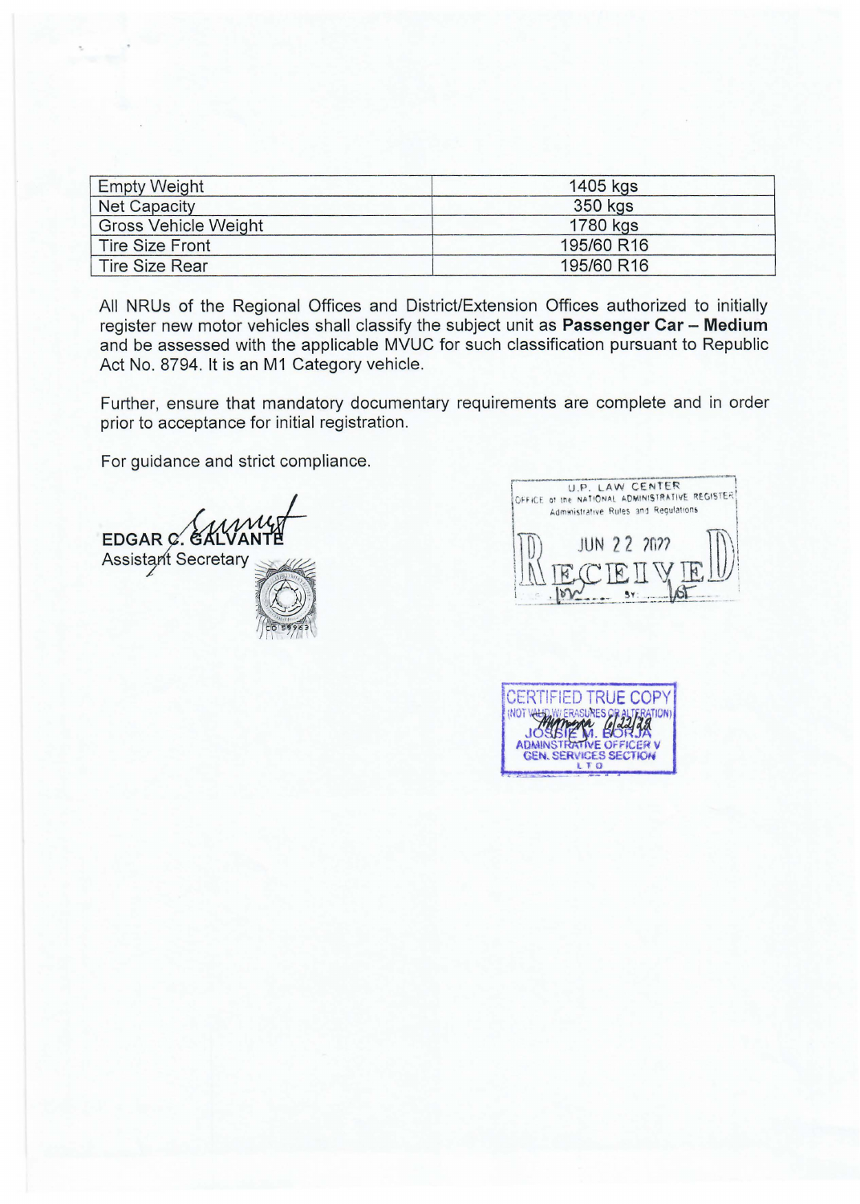| | |
|---|---|
| Empty Weight | 1405 kgs |
| Net Capacity | 350 kgs |
| Gross Vehicle Weight | 1780 kgs |
| Tire Size Front | 195/60 R16 |
| Tire Size Rear | 195/60 R16 |

All NRUs of the Regional Offices and District/Extension Offices authorized to initially register new motor vehicles shall classify the subject unit as **Passenger Car – Medium** and be assessed with the applicable MVUC for such classification pursuant to Republic Act No. 8794. It is an M1 Category vehicle.

Further, ensure that mandatory documentary requirements are complete and in order prior to acceptance for initial registration.

For guidance and strict compliance.

**EDGAR C. GALVANTE**
Assistant Secretary

U.P. LAW CENTER
OFFICE of the NATIONAL ADMINISTRATIVE REGISTER
Administrative Rules and Regulations
JUN 22 2022
RECEIVED

CERTIFIED TRUE COPY
(NOT VALID W/ ERASURES OR ALTERATION)
6/22/22
JOSSIE M. BORJA
ADMINISTRATIVE OFFICER V
GEN. SERVICES SECTION
LTO